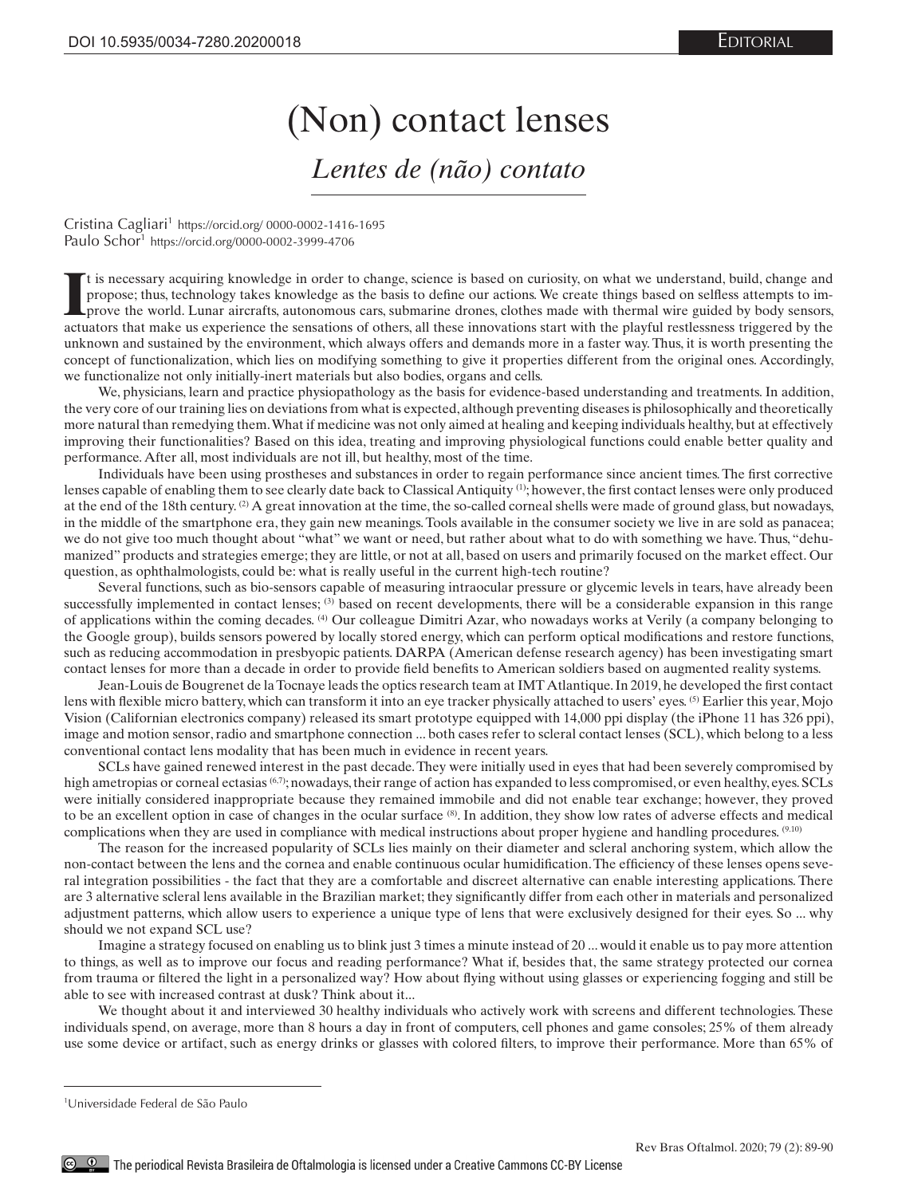# (Non) contact lenses

## *Lentes de (não) contato*

Cristina Cagliari[1] https://orcid.org/ 0000-0002-1416-1695
Paulo Schor[1] https://orcid.org/0000-0002-3999-4706

It is necessary acquiring knowledge in order to change, science is based on curiosity, on what we understand, build, change and propose; thus, technology takes knowledge as the basis to define our actions. We create things based on selfless attempts to improve the world. Lunar aircrafts, autonomous cars, submarine drones, clothes made with thermal wire guided by body sensors, actuators that make us experience the sensations of others, all these innovations start with the playful restlessness triggered by the unknown and sustained by the environment, which always offers and demands more in a faster way. Thus, it is worth presenting the concept of functionalization, which lies on modifying something to give it properties different from the original ones. Accordingly, we functionalize not only initially-inert materials but also bodies, organs and cells.

We, physicians, learn and practice physiopathology as the basis for evidence-based understanding and treatments. In addition, the very core of our training lies on deviations from what is expected, although preventing diseases is philosophically and theoretically more natural than remedying them. What if medicine was not only aimed at healing and keeping individuals healthy, but at effectively improving their functionalities? Based on this idea, treating and improving physiological functions could enable better quality and performance. After all, most individuals are not ill, but healthy, most of the time.

Individuals have been using prostheses and substances in order to regain performance since ancient times. The first corrective lenses capable of enabling them to see clearly date back to Classical Antiquity [1]; however, the first contact lenses were only produced at the end of the 18th century. [2] A great innovation at the time, the so-called corneal shells were made of ground glass, but nowadays, in the middle of the smartphone era, they gain new meanings. Tools available in the consumer society we live in are sold as panacea; we do not give too much thought about "what" we want or need, but rather about what to do with something we have. Thus, "dehumanized" products and strategies emerge; they are little, or not at all, based on users and primarily focused on the market effect. Our question, as ophthalmologists, could be: what is really useful in the current high-tech routine?

Several functions, such as bio-sensors capable of measuring intraocular pressure or glycemic levels in tears, have already been successfully implemented in contact lenses; [3] based on recent developments, there will be a considerable expansion in this range of applications within the coming decades. [4] Our colleague Dimitri Azar, who nowadays works at Verily (a company belonging to the Google group), builds sensors powered by locally stored energy, which can perform optical modifications and restore functions, such as reducing accommodation in presbyopic patients. DARPA (American defense research agency) has been investigating smart contact lenses for more than a decade in order to provide field benefits to American soldiers based on augmented reality systems.

Jean-Louis de Bougrenet de la Tocnaye leads the optics research team at IMT Atlantique. In 2019, he developed the first contact lens with flexible micro battery, which can transform it into an eye tracker physically attached to users' eyes. [5] Earlier this year, Mojo Vision (Californian electronics company) released its smart prototype equipped with 14,000 ppi display (the iPhone 11 has 326 ppi), image and motion sensor, radio and smartphone connection ... both cases refer to scleral contact lenses (SCL), which belong to a less conventional contact lens modality that has been much in evidence in recent years.

SCLs have gained renewed interest in the past decade. They were initially used in eyes that had been severely compromised by high ametropias or corneal ectasias [6,7]; nowadays, their range of action has expanded to less compromised, or even healthy, eyes. SCLs were initially considered inappropriate because they remained immobile and did not enable tear exchange; however, they proved to be an excellent option in case of changes in the ocular surface [8]. In addition, they show low rates of adverse effects and medical complications when they are used in compliance with medical instructions about proper hygiene and handling procedures. [9,10]

The reason for the increased popularity of SCLs lies mainly on their diameter and scleral anchoring system, which allow the non-contact between the lens and the cornea and enable continuous ocular humidification. The efficiency of these lenses opens several integration possibilities - the fact that they are a comfortable and discreet alternative can enable interesting applications. There are 3 alternative scleral lens available in the Brazilian market; they significantly differ from each other in materials and personalized adjustment patterns, which allow users to experience a unique type of lens that were exclusively designed for their eyes. So ... why should we not expand SCL use?

Imagine a strategy focused on enabling us to blink just 3 times a minute instead of 20 ... would it enable us to pay more attention to things, as well as to improve our focus and reading performance? What if, besides that, the same strategy protected our cornea from trauma or filtered the light in a personalized way? How about flying without using glasses or experiencing fogging and still be able to see with increased contrast at dusk? Think about it...

We thought about it and interviewed 30 healthy individuals who actively work with screens and different technologies. These individuals spend, on average, more than 8 hours a day in front of computers, cell phones and game consoles; 25% of them already use some device or artifact, such as energy drinks or glasses with colored filters, to improve their performance. More than 65% of

[1]Universidade Federal de São Paulo

The periodical Revista Brasileira de Oftalmologia is licensed under a Creative Cammons CC-BY License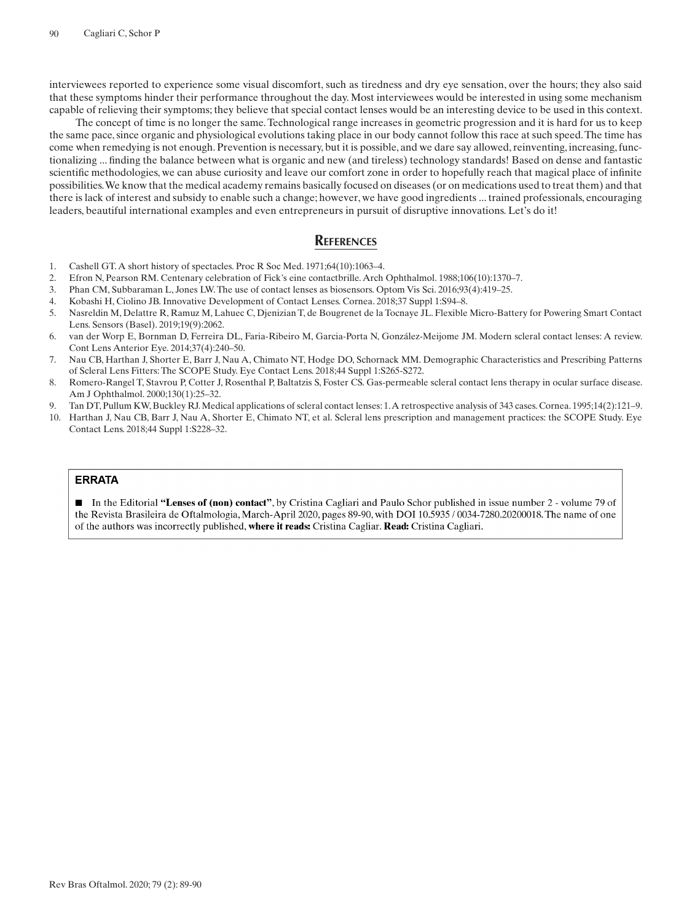interviewees reported to experience some visual discomfort, such as tiredness and dry eye sensation, over the hours; they also said that these symptoms hinder their performance throughout the day. Most interviewees would be interested in using some mechanism capable of relieving their symptoms; they believe that special contact lenses would be an interesting device to be used in this context.

The concept of time is no longer the same. Technological range increases in geometric progression and it is hard for us to keep the same pace, since organic and physiological evolutions taking place in our body cannot follow this race at such speed. The time has come when remedying is not enough. Prevention is necessary, but it is possible, and we dare say allowed, reinventing, increasing, functionalizing ... finding the balance between what is organic and new (and tireless) technology standards! Based on dense and fantastic scientific methodologies, we can abuse curiosity and leave our comfort zone in order to hopefully reach that magical place of infinite possibilities. We know that the medical academy remains basically focused on diseases (or on medications used to treat them) and that there is lack of interest and subsidy to enable such a change; however, we have good ingredients ... trained professionals, encouraging leaders, beautiful international examples and even entrepreneurs in pursuit of disruptive innovations. Let's do it!

## References

1. Cashell GT. A short history of spectacles. Proc R Soc Med. 1971;64(10):1063–4.
2. Efron N, Pearson RM. Centenary celebration of Fick's eine contactbrille. Arch Ophthalmol. 1988;106(10):1370–7.
3. Phan CM, Subbaraman L, Jones LW. The use of contact lenses as biosensors. Optom Vis Sci. 2016;93(4):419–25.
4. Kobashi H, Ciolino JB. Innovative Development of Contact Lenses. Cornea. 2018;37 Suppl 1:S94–8.
5. Nasreldin M, Delattre R, Ramuz M, Lahuec C, Djenizian T, de Bougrenet de la Tocnaye JL. Flexible Micro-Battery for Powering Smart Contact Lens. Sensors (Basel). 2019;19(9):2062.
6. van der Worp E, Bornman D, Ferreira DL, Faria-Ribeiro M, Garcia-Porta N, González-Meijome JM. Modern scleral contact lenses: A review. Cont Lens Anterior Eye. 2014;37(4):240–50.
7. Nau CB, Harthan J, Shorter E, Barr J, Nau A, Chimato NT, Hodge DO, Schornack MM. Demographic Characteristics and Prescribing Patterns of Scleral Lens Fitters: The SCOPE Study. Eye Contact Lens. 2018;44 Suppl 1:S265-S272.
8. Romero-Rangel T, Stavrou P, Cotter J, Rosenthal P, Baltatzis S, Foster CS. Gas-permeable scleral contact lens therapy in ocular surface disease. Am J Ophthalmol. 2000;130(1):25–32.
9. Tan DT, Pullum KW, Buckley RJ. Medical applications of scleral contact lenses: 1. A retrospective analysis of 343 cases. Cornea. 1995;14(2):121–9.
10. Harthan J, Nau CB, Barr J, Nau A, Shorter E, Chimato NT, et al. Scleral lens prescription and management practices: the SCOPE Study. Eye Contact Lens. 2018;44 Suppl 1:S228–32.

**ERRATA**

■ In the Editorial **"Lenses of (non) contact"**, by Cristina Cagliari and Paulo Schor published in issue number 2 - volume 79 of the Revista Brasileira de Oftalmologia, March-April 2020, pages 89-90, with DOI 10.5935 / 0034-7280.20200018. The name of one of the authors was incorrectly published, **where it reads:** Cristina Cagliar. **Read:** Cristina Cagliari.